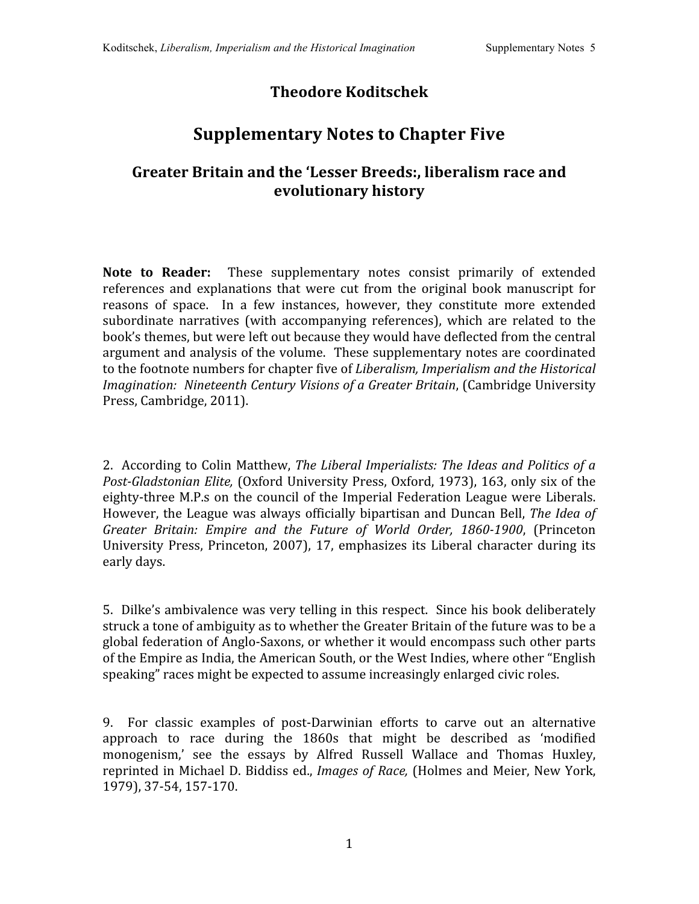# Theodore Koditschek

## Supplementary Notes to Chapter Five

### Greater Britain and the 'Lesser Breeds:, liberalism race and evolutionary history

**Note to Reader:** These supplementary notes consist primarily of extended references and explanations that were cut from the original book manuscript for reasons of space. In a few instances, however, they constitute more extended subordinate narratives (with accompanying references), which are related to the book's themes, but were left out because they would have deflected from the central argument and analysis of the volume. These supplementary notes are coordinated to the footnote numbers for chapter five of *Liberalism, Imperialism and the Historical Imagination: Nineteenth Century Visions of a Greater Britain*, (Cambridge University Press, Cambridge, 2011).

2. According to Colin Matthew, *The Liberal Imperialists: The Ideas and Politics of a Post-Gladstonian Elite,* (Oxford University Press, Oxford, 1973), 163, only six of the eighty-three M.P.s on the council of the Imperial Federation League were Liberals. However, the League was always officially bipartisan and Duncan Bell, *The Idea of Greater Britain: Empire and the Future of World Order, 1860-1900*, (Princeton University Press, Princeton, 2007), 17, emphasizes its Liberal character during its early days.

5. Dilke's ambivalence was very telling in this respect. Since his book deliberately struck a tone of ambiguity as to whether the Greater Britain of the future was to be a global federation of Anglo-Saxons, or whether it would encompass such other parts of the Empire as India, the American South, or the West Indies, where other "English speaking" races might be expected to assume increasingly enlarged civic roles.

9. For classic examples of post-Darwinian efforts to carve out an alternative approach to race during the 1860s that might be described as 'modified monogenism,' see the essays by Alfred Russell Wallace and Thomas Huxley, reprinted in Michael D. Biddiss ed., *Images of Race,* (Holmes and Meier, New York, 1979), 37-54, 157-170.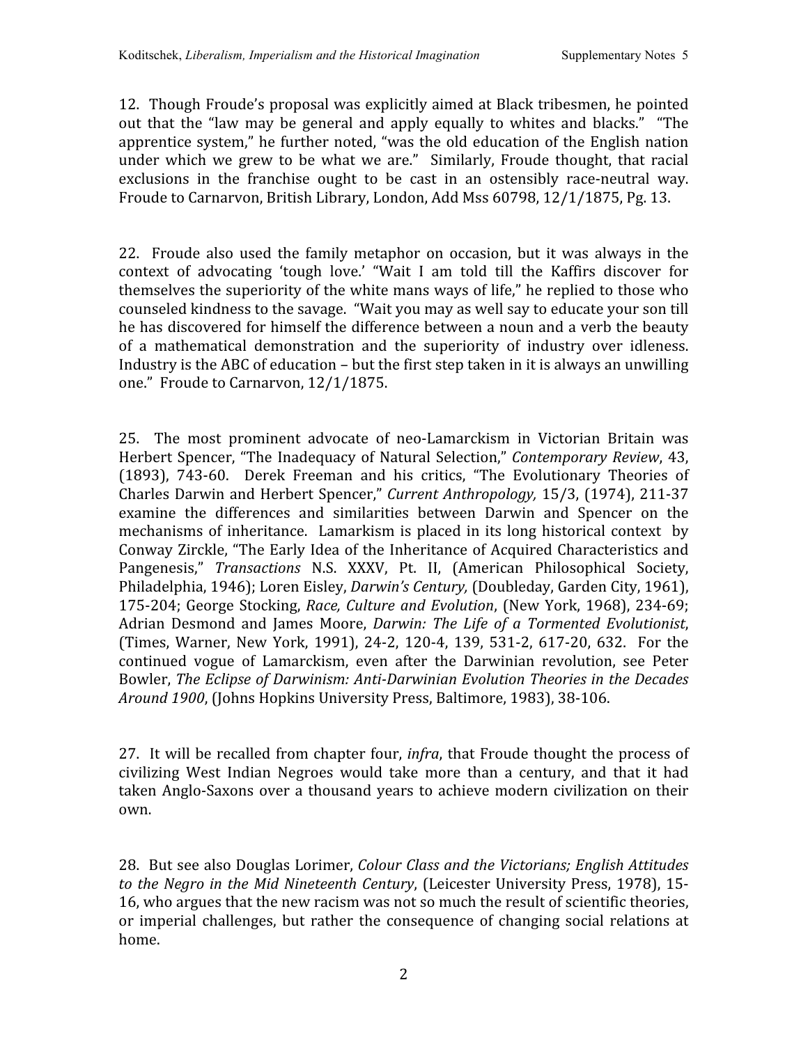12. Though Froude's proposal was explicitly aimed at Black tribesmen, he pointed out that the "law may be general and apply equally to whites and blacks." "The apprentice system," he further noted, "was the old education of the English nation under which we grew to be what we are." Similarly, Froude thought, that racial exclusions in the franchise ought to be cast in an ostensibly race-neutral way. Froude to Carnarvon, British Library, London, Add Mss 60798, 12/1/1875, Pg. 13.

22. Froude also used the family metaphor on occasion, but it was always in the context of advocating 'tough love.' "Wait I am told till the Kaffirs discover for themselves the superiority of the white mans ways of life," he replied to those who counseled kindness to the savage. "Wait you may as well say to educate your son till he has discovered for himself the difference between a noun and a verb the beauty of a mathematical demonstration and the superiority of industry over idleness. Industry is the ABC of education – but the first step taken in it is always an unwilling one." Froude to Carnarvon, 12/1/1875.

25. The most prominent advocate of neo-Lamarckism in Victorian Britain was Herbert Spencer, "The Inadequacy of Natural Selection," *Contemporary Review*, 43, (1893), 743-60. Derek Freeman and his critics, "The Evolutionary Theories of Charles Darwin and Herbert Spencer," *Current Anthropology,* 15/3, (1974), 211-37 examine the differences and similarities between Darwin and Spencer on the mechanisms of inheritance. Lamarkism is placed in its long historical context by Conway Zirckle, "The Early Idea of the Inheritance of Acquired Characteristics and Pangenesis," *Transactions* N.S. XXXV, Pt. II, (American Philosophical Society, Philadelphia, 1946); Loren Eisley, *Darwin's Century,* (Doubleday, Garden City, 1961), 175-204; George Stocking, *Race, Culture and Evolution*, (New York, 1968), 234-69; Adrian Desmond and James Moore, *Darwin: The Life of a Tormented Evolutionist*, (Times, Warner, New York, 1991), 24-2, 120-4, 139, 531-2, 617-20, 632. For the continued vogue of Lamarckism, even after the Darwinian revolution, see Peter Bowler, *The Eclipse of Darwinism: Anti-Darwinian Evolution Theories in the Decades Around 1900*, (Johns Hopkins University Press, Baltimore, 1983), 38-106.

27. It will be recalled from chapter four, *infra*, that Froude thought the process of civilizing West Indian Negroes would take more than a century, and that it had taken Anglo-Saxons over a thousand years to achieve modern civilization on their own.

28. But see also Douglas Lorimer, *Colour Class and the Victorians; English Attitudes to the Negro in the Mid Nineteenth Century*, (Leicester University Press, 1978), 15-16, who argues that the new racism was not so much the result of scientific theories, or imperial challenges, but rather the consequence of changing social relations at home.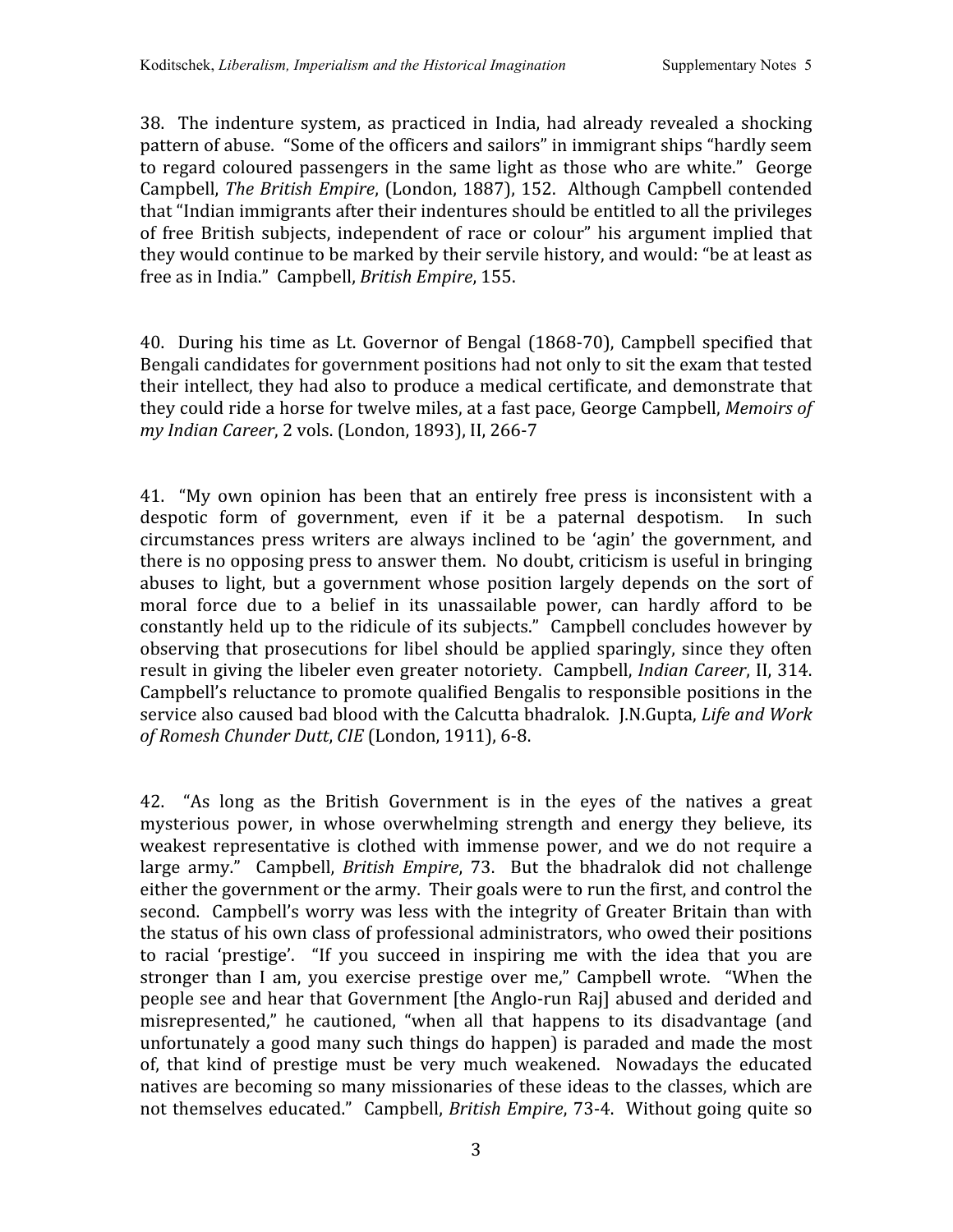38. The indenture system, as practiced in India, had already revealed a shocking pattern of abuse. "Some of the officers and sailors" in immigrant ships "hardly seem to regard coloured passengers in the same light as those who are white." George Campbell, *The British Empire*, (London, 1887), 152. Although Campbell contended that "Indian immigrants after their indentures should be entitled to all the privileges of free British subjects, independent of race or colour" his argument implied that they would continue to be marked by their servile history, and would: "be at least as free as in India." Campbell, *British Empire*, 155.

40. During his time as Lt. Governor of Bengal (1868-70), Campbell specified that Bengali candidates for government positions had not only to sit the exam that tested their intellect, they had also to produce a medical certificate, and demonstrate that they could ride a horse for twelve miles, at a fast pace, George Campbell, *Memoirs of my Indian Career*, 2 vols. (London, 1893), II, 266-7

41. "My own opinion has been that an entirely free press is inconsistent with a despotic form of government, even if it be a paternal despotism. In such circumstances press writers are always inclined to be 'agin' the government, and there is no opposing press to answer them. No doubt, criticism is useful in bringing abuses to light, but a government whose position largely depends on the sort of moral force due to a belief in its unassailable power, can hardly afford to be constantly held up to the ridicule of its subjects." Campbell concludes however by observing that prosecutions for libel should be applied sparingly, since they often result in giving the libeler even greater notoriety. Campbell, *Indian Career*, II, 314. Campbell's reluctance to promote qualified Bengalis to responsible positions in the service also caused bad blood with the Calcutta bhadralok. J.N.Gupta, *Life and Work of Romesh Chunder Dutt*, *CIE* (London, 1911), 6-8.

42. "As long as the British Government is in the eyes of the natives a great mysterious power, in whose overwhelming strength and energy they believe, its weakest representative is clothed with immense power, and we do not require a large army." Campbell, *British Empire*, 73. But the bhadralok did not challenge either the government or the army. Their goals were to run the first, and control the second. Campbell's worry was less with the integrity of Greater Britain than with the status of his own class of professional administrators, who owed their positions to racial 'prestige'. "If you succeed in inspiring me with the idea that you are stronger than I am, you exercise prestige over me," Campbell wrote. "When the people see and hear that Government [the Anglo-run Raj] abused and derided and misrepresented," he cautioned, "when all that happens to its disadvantage (and unfortunately a good many such things do happen) is paraded and made the most of, that kind of prestige must be very much weakened. Nowadays the educated natives are becoming so many missionaries of these ideas to the classes, which are not themselves educated." Campbell, *British Empire*, 73-4. Without going quite so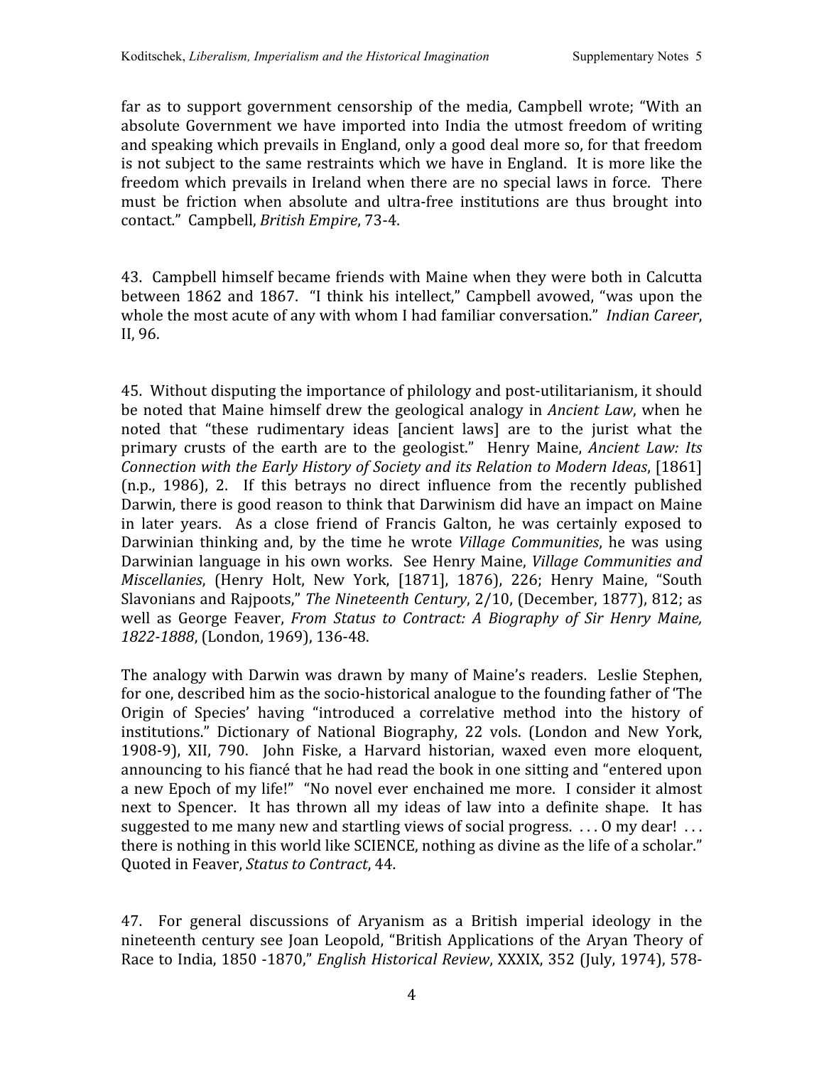far as to support government censorship of the media, Campbell wrote; "With an absolute Government we have imported into India the utmost freedom of writing and speaking which prevails in England, only a good deal more so, for that freedom is not subject to the same restraints which we have in England. It is more like the freedom which prevails in Ireland when there are no special laws in force. There must be friction when absolute and ultra-free institutions are thus brought into contact." Campbell, *British Empire*, 73-4.

43. Campbell himself became friends with Maine when they were both in Calcutta between 1862 and 1867. "I think his intellect," Campbell avowed, "was upon the whole the most acute of any with whom I had familiar conversation." *Indian Career*, II, 96.

45. Without disputing the importance of philology and post-utilitarianism, it should be noted that Maine himself drew the geological analogy in *Ancient Law*, when he noted that "these rudimentary ideas [ancient laws] are to the jurist what the primary crusts of the earth are to the geologist." Henry Maine, *Ancient Law: Its Connection with the Early History of Society and its Relation to Modern Ideas*, [1861] (n.p., 1986), 2. If this betrays no direct influence from the recently published Darwin, there is good reason to think that Darwinism did have an impact on Maine in later years. As a close friend of Francis Galton, he was certainly exposed to Darwinian thinking and, by the time he wrote *Village Communities*, he was using Darwinian language in his own works. See Henry Maine, *Village Communities and Miscellanies*, (Henry Holt, New York, [1871], 1876), 226; Henry Maine, "South Slavonians and Rajpoots," *The Nineteenth Century*, 2/10, (December, 1877), 812; as well as George Feaver, *From Status to Contract: A Biography of Sir Henry Maine, 1822-1888*, (London, 1969), 136-48.

The analogy with Darwin was drawn by many of Maine's readers. Leslie Stephen, for one, described him as the socio-historical analogue to the founding father of 'The Origin of Species' having "introduced a correlative method into the history of institutions." Dictionary of National Biography, 22 vols. (London and New York, 1908-9), XII, 790. John Fiske, a Harvard historian, waxed even more eloquent, announcing to his fiancé that he had read the book in one sitting and "entered upon a new Epoch of my life!" "No novel ever enchained me more. I consider it almost next to Spencer. It has thrown all my ideas of law into a definite shape. It has suggested to me many new and startling views of social progress. . . . O my dear! . . . there is nothing in this world like SCIENCE, nothing as divine as the life of a scholar." Quoted in Feaver, *Status to Contract*, 44.

47. For general discussions of Aryanism as a British imperial ideology in the nineteenth century see Joan Leopold, "British Applications of the Aryan Theory of Race to India, 1850 -1870," *English Historical Review*, XXXIX, 352 (July, 1974), 578-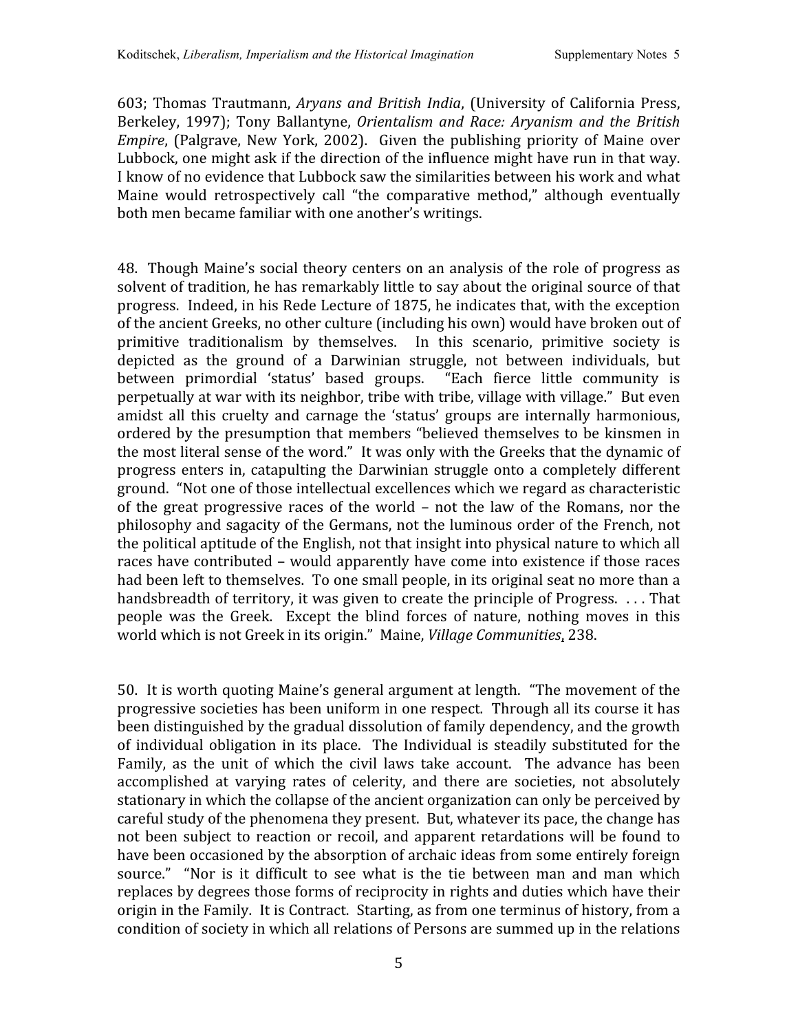603; Thomas Trautmann, *Aryans and British India*, (University of California Press, Berkeley, 1997); Tony Ballantyne, *Orientalism and Race: Aryanism and the British Empire*, (Palgrave, New York, 2002). Given the publishing priority of Maine over Lubbock, one might ask if the direction of the influence might have run in that way. I know of no evidence that Lubbock saw the similarities between his work and what Maine would retrospectively call "the comparative method," although eventually both men became familiar with one another's writings.

48. Though Maine's social theory centers on an analysis of the role of progress as solvent of tradition, he has remarkably little to say about the original source of that progress. Indeed, in his Rede Lecture of 1875, he indicates that, with the exception of the ancient Greeks, no other culture (including his own) would have broken out of primitive traditionalism by themselves. In this scenario, primitive society is depicted as the ground of a Darwinian struggle, not between individuals, but between primordial 'status' based groups. "Each fierce little community is perpetually at war with its neighbor, tribe with tribe, village with village." But even amidst all this cruelty and carnage the 'status' groups are internally harmonious, ordered by the presumption that members "believed themselves to be kinsmen in the most literal sense of the word." It was only with the Greeks that the dynamic of progress enters in, catapulting the Darwinian struggle onto a completely different ground. "Not one of those intellectual excellences which we regard as characteristic of the great progressive races of the world – not the law of the Romans, nor the philosophy and sagacity of the Germans, not the luminous order of the French, not the political aptitude of the English, not that insight into physical nature to which all races have contributed – would apparently have come into existence if those races had been left to themselves. To one small people, in its original seat no more than a handsbreadth of territory, it was given to create the principle of Progress. . . . That people was the Greek. Except the blind forces of nature, nothing moves in this world which is not Greek in its origin." Maine, *Village Communities*, 238.

50. It is worth quoting Maine's general argument at length. "The movement of the progressive societies has been uniform in one respect. Through all its course it has been distinguished by the gradual dissolution of family dependency, and the growth of individual obligation in its place. The Individual is steadily substituted for the Family, as the unit of which the civil laws take account. The advance has been accomplished at varying rates of celerity, and there are societies, not absolutely stationary in which the collapse of the ancient organization can only be perceived by careful study of the phenomena they present. But, whatever its pace, the change has not been subject to reaction or recoil, and apparent retardations will be found to have been occasioned by the absorption of archaic ideas from some entirely foreign source." "Nor is it difficult to see what is the tie between man and man which replaces by degrees those forms of reciprocity in rights and duties which have their origin in the Family. It is Contract. Starting, as from one terminus of history, from a condition of society in which all relations of Persons are summed up in the relations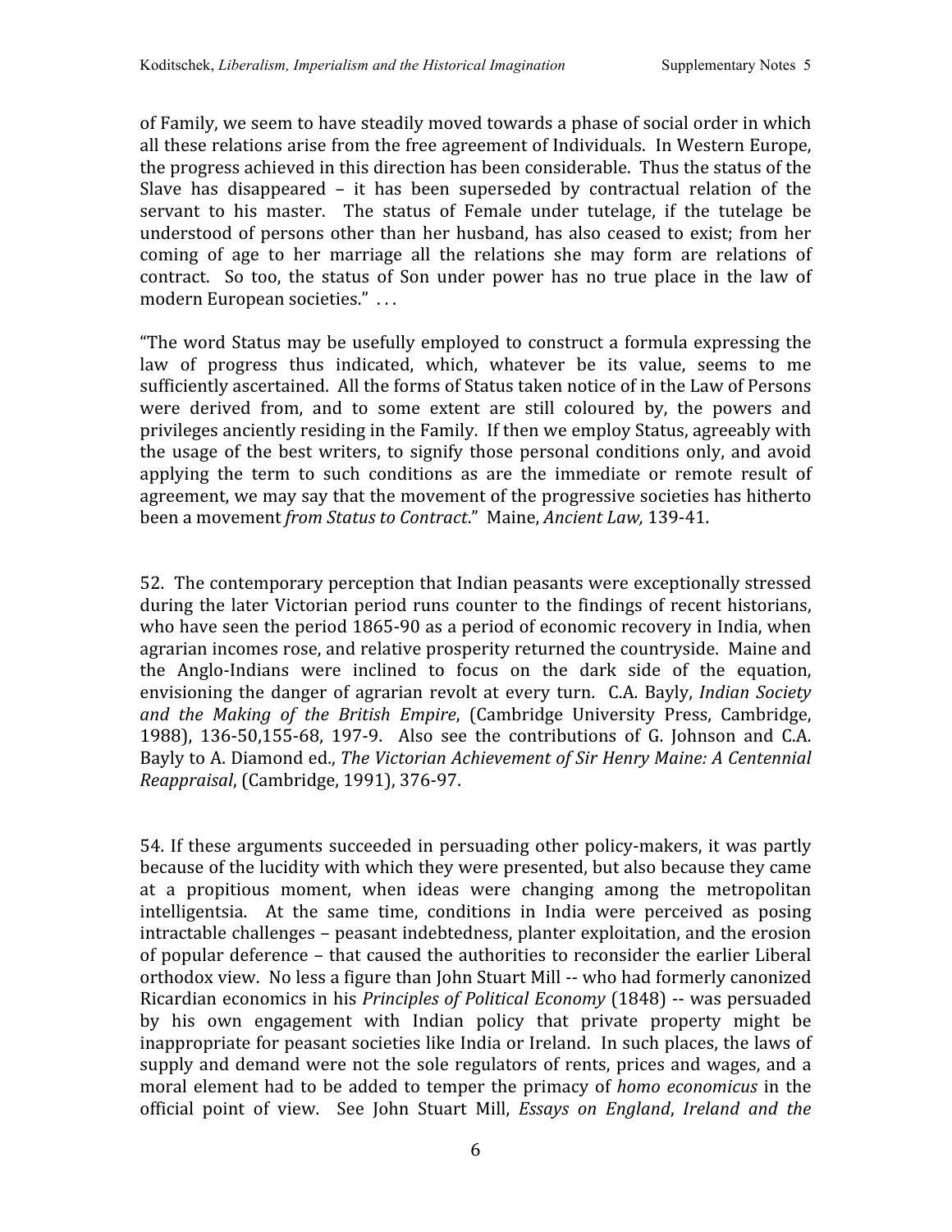of Family, we seem to have steadily moved towards a phase of social order in which all these relations arise from the free agreement of Individuals. In Western Europe, the progress achieved in this direction has been considerable. Thus the status of the Slave has disappeared – it has been superseded by contractual relation of the servant to his master. The status of Female under tutelage, if the tutelage be understood of persons other than her husband, has also ceased to exist; from her coming of age to her marriage all the relations she may form are relations of contract. So too, the status of Son under power has no true place in the law of modern European societies." . . .

"The word Status may be usefully employed to construct a formula expressing the law of progress thus indicated, which, whatever be its value, seems to me sufficiently ascertained. All the forms of Status taken notice of in the Law of Persons were derived from, and to some extent are still coloured by, the powers and privileges anciently residing in the Family. If then we employ Status, agreeably with the usage of the best writers, to signify those personal conditions only, and avoid applying the term to such conditions as are the immediate or remote result of agreement, we may say that the movement of the progressive societies has hitherto been a movement *from Status to Contract*." Maine, *Ancient Law,* 139-41.

52. The contemporary perception that Indian peasants were exceptionally stressed during the later Victorian period runs counter to the findings of recent historians, who have seen the period 1865-90 as a period of economic recovery in India, when agrarian incomes rose, and relative prosperity returned the countryside. Maine and the Anglo-Indians were inclined to focus on the dark side of the equation, envisioning the danger of agrarian revolt at every turn. C.A. Bayly, *Indian Society and the Making of the British Empire*, (Cambridge University Press, Cambridge, 1988), 136-50,155-68, 197-9. Also see the contributions of G. Johnson and C.A. Bayly to A. Diamond ed., *The Victorian Achievement of Sir Henry Maine: A Centennial Reappraisal*, (Cambridge, 1991), 376-97.

54. If these arguments succeeded in persuading other policy-makers, it was partly because of the lucidity with which they were presented, but also because they came at a propitious moment, when ideas were changing among the metropolitan intelligentsia. At the same time, conditions in India were perceived as posing intractable challenges – peasant indebtedness, planter exploitation, and the erosion of popular deference – that caused the authorities to reconsider the earlier Liberal orthodox view. No less a figure than John Stuart Mill -- who had formerly canonized Ricardian economics in his *Principles of Political Economy* (1848) -- was persuaded by his own engagement with Indian policy that private property might be inappropriate for peasant societies like India or Ireland. In such places, the laws of supply and demand were not the sole regulators of rents, prices and wages, and a moral element had to be added to temper the primacy of *homo economicus* in the official point of view. See John Stuart Mill, *Essays on England*, *Ireland and the*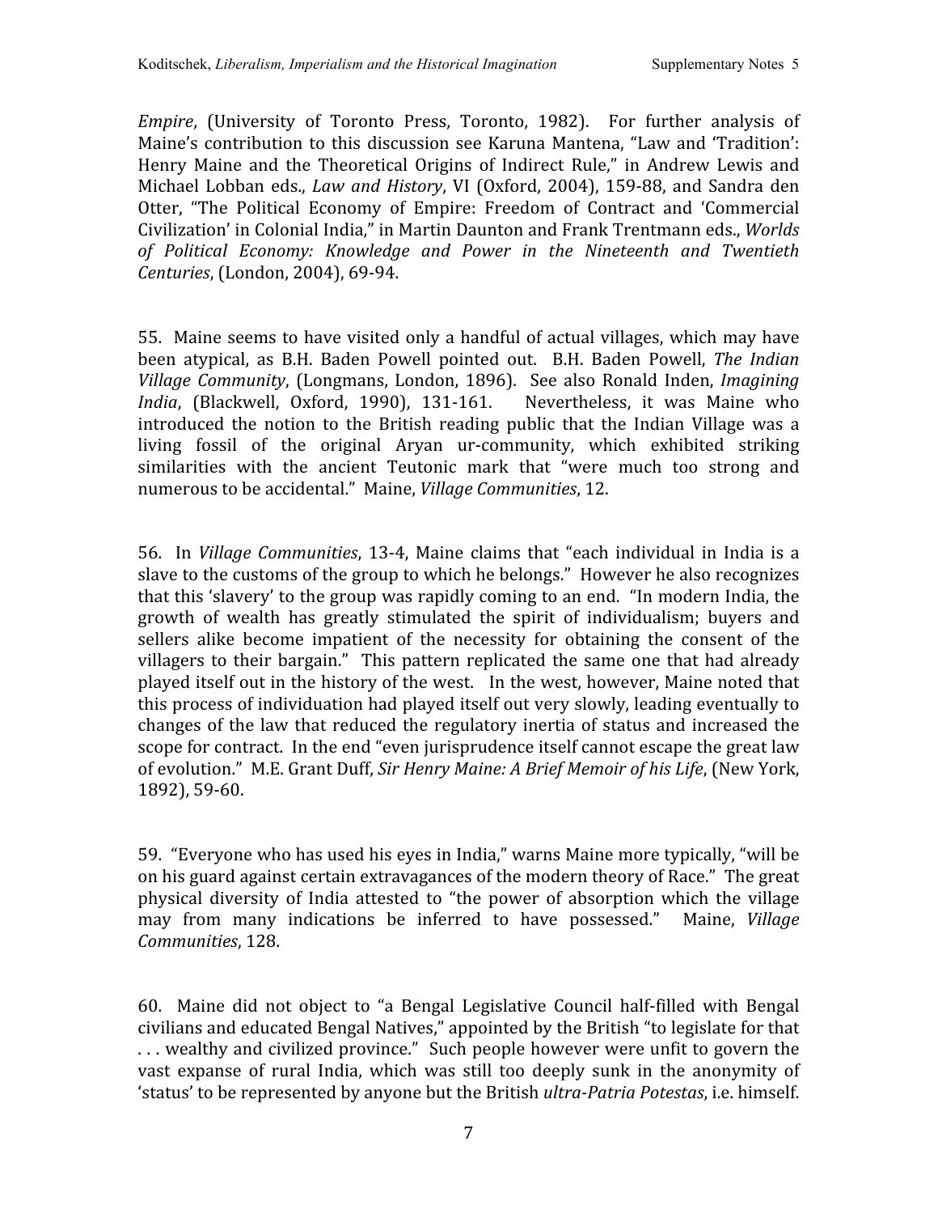*Empire*, (University of Toronto Press, Toronto, 1982). For further analysis of Maine's contribution to this discussion see Karuna Mantena, "Law and 'Tradition': Henry Maine and the Theoretical Origins of Indirect Rule," in Andrew Lewis and Michael Lobban eds., *Law and History*, VI (Oxford, 2004), 159-88, and Sandra den Otter, "The Political Economy of Empire: Freedom of Contract and 'Commercial Civilization' in Colonial India," in Martin Daunton and Frank Trentmann eds., *Worlds of Political Economy: Knowledge and Power in the Nineteenth and Twentieth Centuries*, (London, 2004), 69-94.

55. Maine seems to have visited only a handful of actual villages, which may have been atypical, as B.H. Baden Powell pointed out. B.H. Baden Powell, *The Indian Village Community*, (Longmans, London, 1896). See also Ronald Inden, *Imagining India*, (Blackwell, Oxford, 1990), 131-161. Nevertheless, it was Maine who introduced the notion to the British reading public that the Indian Village was a living fossil of the original Aryan ur-community, which exhibited striking similarities with the ancient Teutonic mark that "were much too strong and numerous to be accidental." Maine, *Village Communities*, 12.

56. In *Village Communities*, 13-4, Maine claims that "each individual in India is a slave to the customs of the group to which he belongs." However he also recognizes that this 'slavery' to the group was rapidly coming to an end. "In modern India, the growth of wealth has greatly stimulated the spirit of individualism; buyers and sellers alike become impatient of the necessity for obtaining the consent of the villagers to their bargain." This pattern replicated the same one that had already played itself out in the history of the west. In the west, however, Maine noted that this process of individuation had played itself out very slowly, leading eventually to changes of the law that reduced the regulatory inertia of status and increased the scope for contract. In the end "even jurisprudence itself cannot escape the great law of evolution." M.E. Grant Duff, *Sir Henry Maine: A Brief Memoir of his Life*, (New York, 1892), 59-60.

59. "Everyone who has used his eyes in India," warns Maine more typically, "will be on his guard against certain extravagances of the modern theory of Race." The great physical diversity of India attested to "the power of absorption which the village may from many indications be inferred to have possessed." Maine, *Village Communities*, 128.

60. Maine did not object to "a Bengal Legislative Council half-filled with Bengal civilians and educated Bengal Natives," appointed by the British "to legislate for that . . . wealthy and civilized province." Such people however were unfit to govern the vast expanse of rural India, which was still too deeply sunk in the anonymity of 'status' to be represented by anyone but the British *ultra-Patria Potestas*, i.e. himself.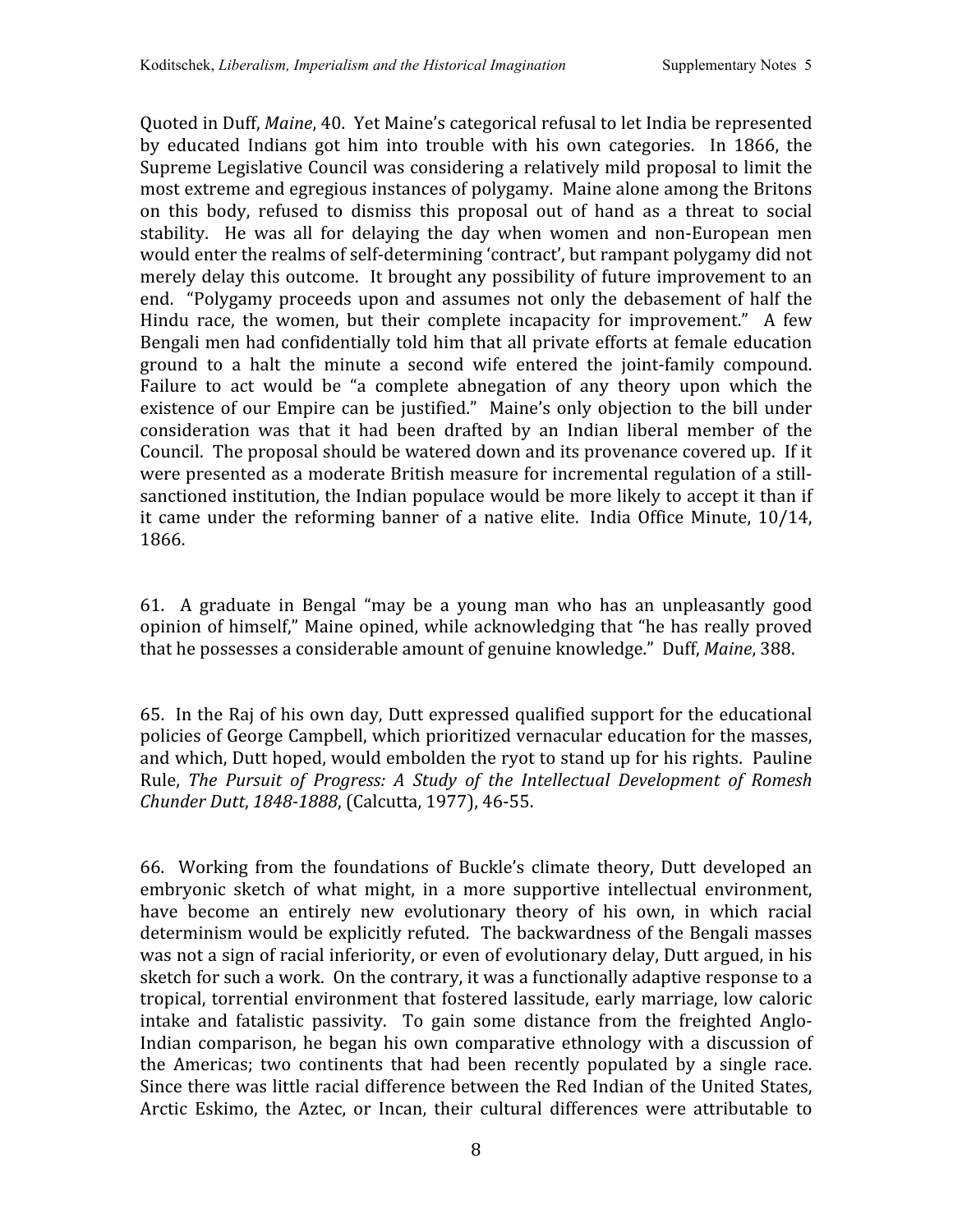Quoted in Duff, *Maine*, 40. Yet Maine's categorical refusal to let India be represented by educated Indians got him into trouble with his own categories. In 1866, the Supreme Legislative Council was considering a relatively mild proposal to limit the most extreme and egregious instances of polygamy. Maine alone among the Britons on this body, refused to dismiss this proposal out of hand as a threat to social stability. He was all for delaying the day when women and non-European men would enter the realms of self-determining 'contract', but rampant polygamy did not merely delay this outcome. It brought any possibility of future improvement to an end. "Polygamy proceeds upon and assumes not only the debasement of half the Hindu race, the women, but their complete incapacity for improvement." A few Bengali men had confidentially told him that all private efforts at female education ground to a halt the minute a second wife entered the joint-family compound. Failure to act would be "a complete abnegation of any theory upon which the existence of our Empire can be justified." Maine's only objection to the bill under consideration was that it had been drafted by an Indian liberal member of the Council. The proposal should be watered down and its provenance covered up. If it were presented as a moderate British measure for incremental regulation of a still-sanctioned institution, the Indian populace would be more likely to accept it than if it came under the reforming banner of a native elite. India Office Minute, 10/14, 1866.

61. A graduate in Bengal "may be a young man who has an unpleasantly good opinion of himself," Maine opined, while acknowledging that "he has really proved that he possesses a considerable amount of genuine knowledge." Duff, *Maine*, 388.

65. In the Raj of his own day, Dutt expressed qualified support for the educational policies of George Campbell, which prioritized vernacular education for the masses, and which, Dutt hoped, would embolden the ryot to stand up for his rights. Pauline Rule, *The Pursuit of Progress: A Study of the Intellectual Development of Romesh Chunder Dutt, 1848-1888*, (Calcutta, 1977), 46-55.

66. Working from the foundations of Buckle's climate theory, Dutt developed an embryonic sketch of what might, in a more supportive intellectual environment, have become an entirely new evolutionary theory of his own, in which racial determinism would be explicitly refuted. The backwardness of the Bengali masses was not a sign of racial inferiority, or even of evolutionary delay, Dutt argued, in his sketch for such a work. On the contrary, it was a functionally adaptive response to a tropical, torrential environment that fostered lassitude, early marriage, low caloric intake and fatalistic passivity. To gain some distance from the freighted Anglo-Indian comparison, he began his own comparative ethnology with a discussion of the Americas; two continents that had been recently populated by a single race. Since there was little racial difference between the Red Indian of the United States, Arctic Eskimo, the Aztec, or Incan, their cultural differences were attributable to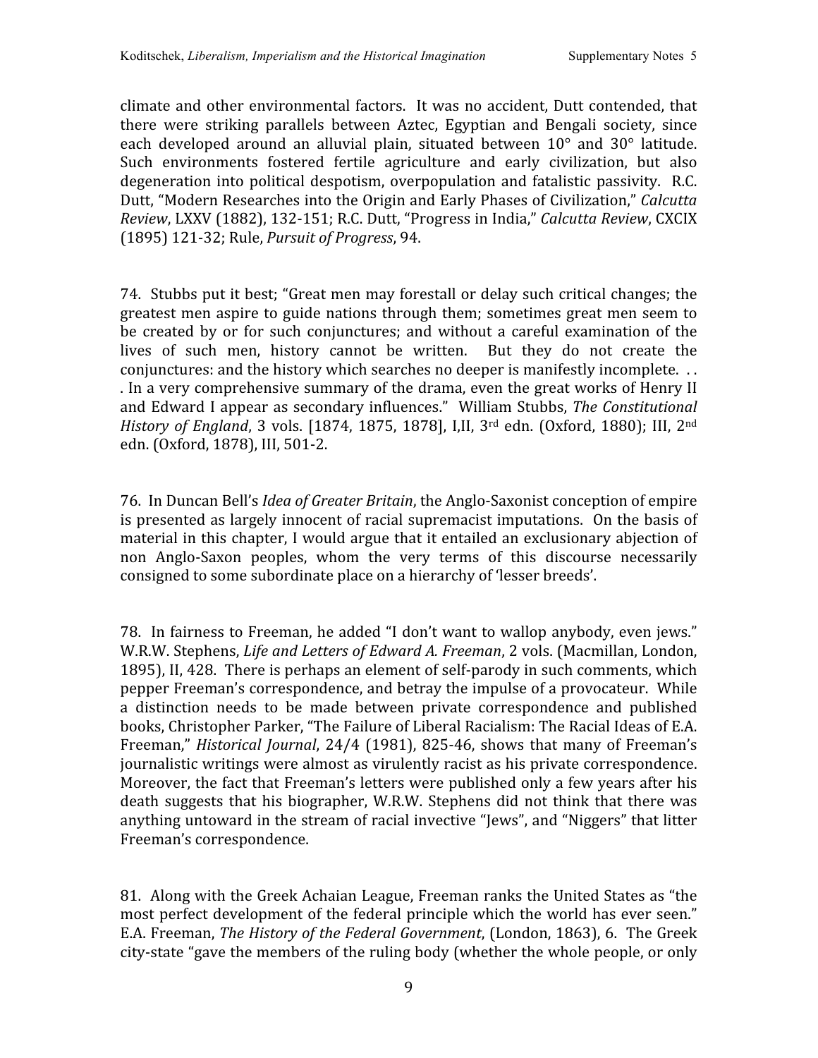climate and other environmental factors. It was no accident, Dutt contended, that there were striking parallels between Aztec, Egyptian and Bengali society, since each developed around an alluvial plain, situated between 10° and 30° latitude. Such environments fostered fertile agriculture and early civilization, but also degeneration into political despotism, overpopulation and fatalistic passivity. R.C. Dutt, "Modern Researches into the Origin and Early Phases of Civilization," *Calcutta Review*, LXXV (1882), 132-151; R.C. Dutt, "Progress in India," *Calcutta Review*, CXCIX (1895) 121-32; Rule, *Pursuit of Progress*, 94.

74. Stubbs put it best; "Great men may forestall or delay such critical changes; the greatest men aspire to guide nations through them; sometimes great men seem to be created by or for such conjunctures; and without a careful examination of the lives of such men, history cannot be written. But they do not create the conjunctures: and the history which searches no deeper is manifestly incomplete. . . . In a very comprehensive summary of the drama, even the great works of Henry II and Edward I appear as secondary influences." William Stubbs, *The Constitutional History of England*, 3 vols. [1874, 1875, 1878], I,II, 3rd edn. (Oxford, 1880); III, 2nd edn. (Oxford, 1878), III, 501-2.

76. In Duncan Bell's *Idea of Greater Britain*, the Anglo-Saxonist conception of empire is presented as largely innocent of racial supremacist imputations. On the basis of material in this chapter, I would argue that it entailed an exclusionary abjection of non Anglo-Saxon peoples, whom the very terms of this discourse necessarily consigned to some subordinate place on a hierarchy of 'lesser breeds'.

78. In fairness to Freeman, he added "I don't want to wallop anybody, even jews." W.R.W. Stephens, *Life and Letters of Edward A. Freeman*, 2 vols. (Macmillan, London, 1895), II, 428. There is perhaps an element of self-parody in such comments, which pepper Freeman's correspondence, and betray the impulse of a provocateur. While a distinction needs to be made between private correspondence and published books, Christopher Parker, "The Failure of Liberal Racialism: The Racial Ideas of E.A. Freeman," *Historical Journal*, 24/4 (1981), 825-46, shows that many of Freeman's journalistic writings were almost as virulently racist as his private correspondence. Moreover, the fact that Freeman's letters were published only a few years after his death suggests that his biographer, W.R.W. Stephens did not think that there was anything untoward in the stream of racial invective "Jews", and "Niggers" that litter Freeman's correspondence.

81. Along with the Greek Achaian League, Freeman ranks the United States as "the most perfect development of the federal principle which the world has ever seen." E.A. Freeman, *The History of the Federal Government*, (London, 1863), 6. The Greek city-state "gave the members of the ruling body (whether the whole people, or only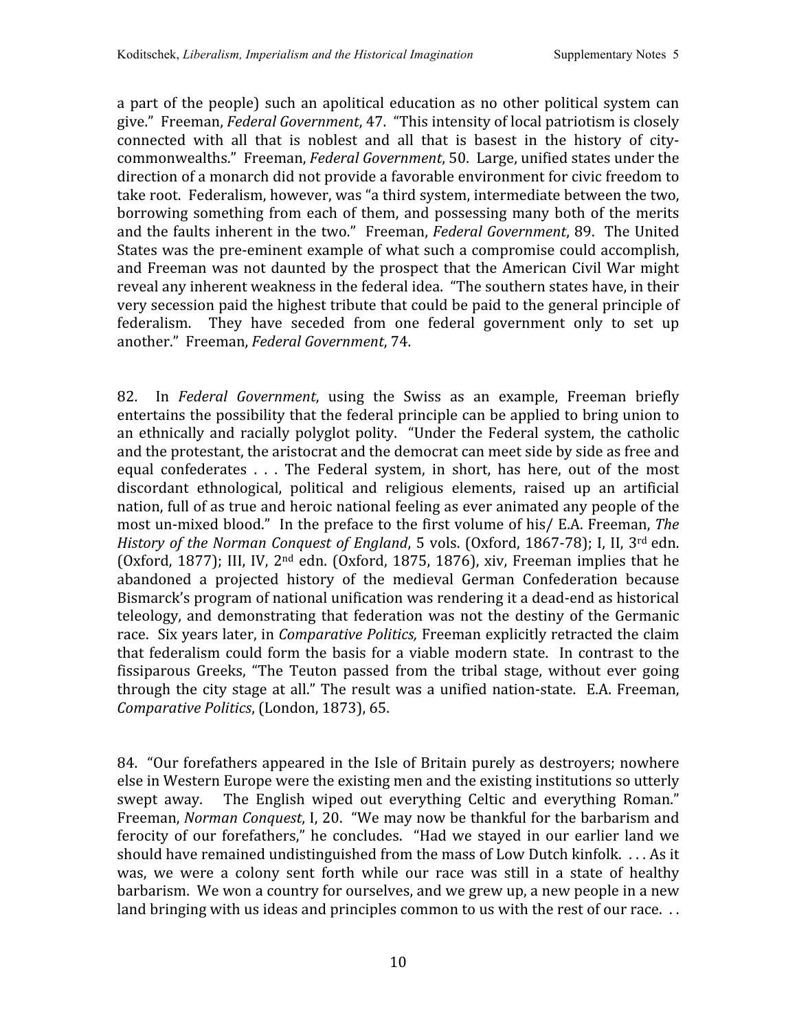a part of the people) such an apolitical education as no other political system can give." Freeman, *Federal Government*, 47. "This intensity of local patriotism is closely connected with all that is noblest and all that is basest in the history of city-commonwealths." Freeman, *Federal Government*, 50. Large, unified states under the direction of a monarch did not provide a favorable environment for civic freedom to take root. Federalism, however, was "a third system, intermediate between the two, borrowing something from each of them, and possessing many both of the merits and the faults inherent in the two." Freeman, *Federal Government*, 89. The United States was the pre-eminent example of what such a compromise could accomplish, and Freeman was not daunted by the prospect that the American Civil War might reveal any inherent weakness in the federal idea. "The southern states have, in their very secession paid the highest tribute that could be paid to the general principle of federalism. They have seceded from one federal government only to set up another." Freeman, *Federal Government*, 74.

82. In *Federal Government*, using the Swiss as an example, Freeman briefly entertains the possibility that the federal principle can be applied to bring union to an ethnically and racially polyglot polity. "Under the Federal system, the catholic and the protestant, the aristocrat and the democrat can meet side by side as free and equal confederates . . . The Federal system, in short, has here, out of the most discordant ethnological, political and religious elements, raised up an artificial nation, full of as true and heroic national feeling as ever animated any people of the most un-mixed blood." In the preface to the first volume of his/ E.A. Freeman, *The History of the Norman Conquest of England*, 5 vols. (Oxford, 1867-78); I, II, 3rd edn. (Oxford, 1877); III, IV, 2nd edn. (Oxford, 1875, 1876), xiv, Freeman implies that he abandoned a projected history of the medieval German Confederation because Bismarck's program of national unification was rendering it a dead-end as historical teleology, and demonstrating that federation was not the destiny of the Germanic race. Six years later, in *Comparative Politics,* Freeman explicitly retracted the claim that federalism could form the basis for a viable modern state. In contrast to the fissiparous Greeks, "The Teuton passed from the tribal stage, without ever going through the city stage at all." The result was a unified nation-state. E.A. Freeman, *Comparative Politics*, (London, 1873), 65.

84. "Our forefathers appeared in the Isle of Britain purely as destroyers; nowhere else in Western Europe were the existing men and the existing institutions so utterly swept away. The English wiped out everything Celtic and everything Roman." Freeman, *Norman Conquest*, I, 20. "We may now be thankful for the barbarism and ferocity of our forefathers," he concludes. "Had we stayed in our earlier land we should have remained undistinguished from the mass of Low Dutch kinfolk. . . . As it was, we were a colony sent forth while our race was still in a state of healthy barbarism. We won a country for ourselves, and we grew up, a new people in a new land bringing with us ideas and principles common to us with the rest of our race. . .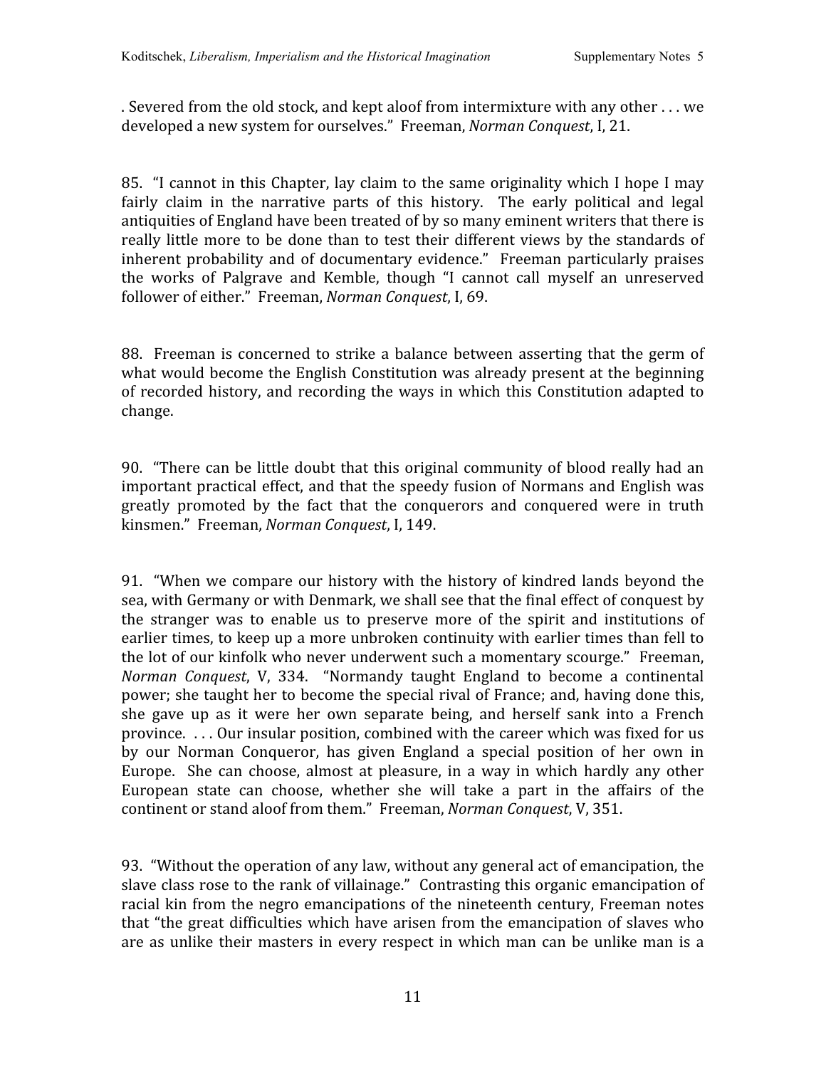. Severed from the old stock, and kept aloof from intermixture with any other . . . we developed a new system for ourselves." Freeman, *Norman Conquest*, I, 21.

85. "I cannot in this Chapter, lay claim to the same originality which I hope I may fairly claim in the narrative parts of this history. The early political and legal antiquities of England have been treated of by so many eminent writers that there is really little more to be done than to test their different views by the standards of inherent probability and of documentary evidence." Freeman particularly praises the works of Palgrave and Kemble, though "I cannot call myself an unreserved follower of either." Freeman, *Norman Conquest*, I, 69.

88. Freeman is concerned to strike a balance between asserting that the germ of what would become the English Constitution was already present at the beginning of recorded history, and recording the ways in which this Constitution adapted to change.

90. "There can be little doubt that this original community of blood really had an important practical effect, and that the speedy fusion of Normans and English was greatly promoted by the fact that the conquerors and conquered were in truth kinsmen." Freeman, *Norman Conquest*, I, 149.

91. "When we compare our history with the history of kindred lands beyond the sea, with Germany or with Denmark, we shall see that the final effect of conquest by the stranger was to enable us to preserve more of the spirit and institutions of earlier times, to keep up a more unbroken continuity with earlier times than fell to the lot of our kinfolk who never underwent such a momentary scourge." Freeman, *Norman Conquest*, V, 334. "Normandy taught England to become a continental power; she taught her to become the special rival of France; and, having done this, she gave up as it were her own separate being, and herself sank into a French province. . . . Our insular position, combined with the career which was fixed for us by our Norman Conqueror, has given England a special position of her own in Europe. She can choose, almost at pleasure, in a way in which hardly any other European state can choose, whether she will take a part in the affairs of the continent or stand aloof from them." Freeman, *Norman Conquest*, V, 351.

93. "Without the operation of any law, without any general act of emancipation, the slave class rose to the rank of villainage." Contrasting this organic emancipation of racial kin from the negro emancipations of the nineteenth century, Freeman notes that "the great difficulties which have arisen from the emancipation of slaves who are as unlike their masters in every respect in which man can be unlike man is a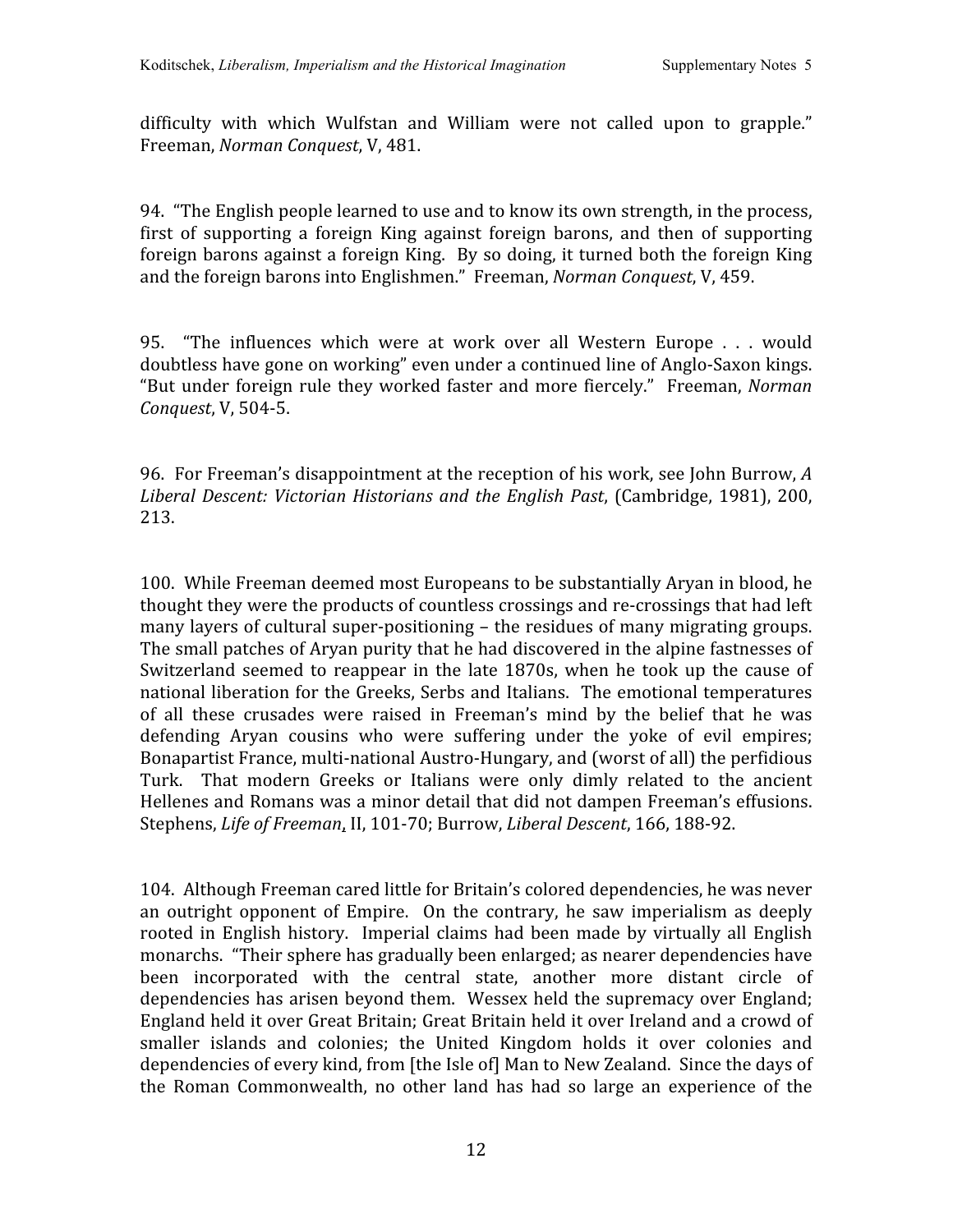difficulty with which Wulfstan and William were not called upon to grapple." Freeman, *Norman Conquest*, V, 481.

94. "The English people learned to use and to know its own strength, in the process, first of supporting a foreign King against foreign barons, and then of supporting foreign barons against a foreign King. By so doing, it turned both the foreign King and the foreign barons into Englishmen." Freeman, *Norman Conquest*, V, 459.

95. "The influences which were at work over all Western Europe . . . would doubtless have gone on working" even under a continued line of Anglo-Saxon kings. "But under foreign rule they worked faster and more fiercely." Freeman, *Norman Conquest*, V, 504-5.

96. For Freeman's disappointment at the reception of his work, see John Burrow, *A Liberal Descent: Victorian Historians and the English Past*, (Cambridge, 1981), 200, 213.

100. While Freeman deemed most Europeans to be substantially Aryan in blood, he thought they were the products of countless crossings and re-crossings that had left many layers of cultural super-positioning – the residues of many migrating groups. The small patches of Aryan purity that he had discovered in the alpine fastnesses of Switzerland seemed to reappear in the late 1870s, when he took up the cause of national liberation for the Greeks, Serbs and Italians. The emotional temperatures of all these crusades were raised in Freeman's mind by the belief that he was defending Aryan cousins who were suffering under the yoke of evil empires; Bonapartist France, multi-national Austro-Hungary, and (worst of all) the perfidious Turk. That modern Greeks or Italians were only dimly related to the ancient Hellenes and Romans was a minor detail that did not dampen Freeman's effusions. Stephens, *Life of Freeman*, II, 101-70; Burrow, *Liberal Descent*, 166, 188-92.

104. Although Freeman cared little for Britain's colored dependencies, he was never an outright opponent of Empire. On the contrary, he saw imperialism as deeply rooted in English history. Imperial claims had been made by virtually all English monarchs. "Their sphere has gradually been enlarged; as nearer dependencies have been incorporated with the central state, another more distant circle of dependencies has arisen beyond them. Wessex held the supremacy over England; England held it over Great Britain; Great Britain held it over Ireland and a crowd of smaller islands and colonies; the United Kingdom holds it over colonies and dependencies of every kind, from [the Isle of] Man to New Zealand. Since the days of the Roman Commonwealth, no other land has had so large an experience of the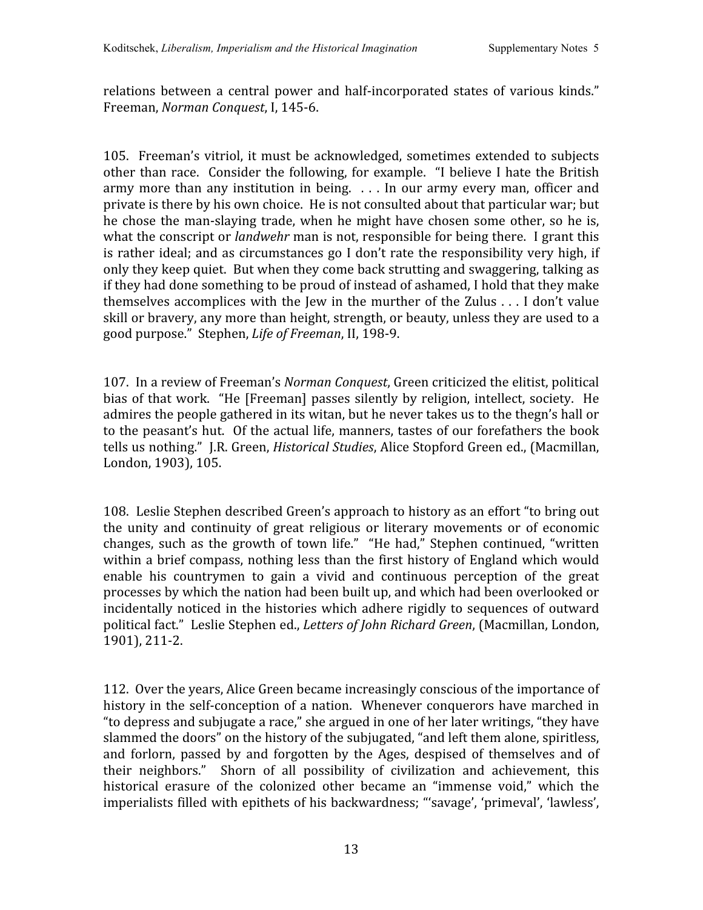relations between a central power and half-incorporated states of various kinds." Freeman, *Norman Conquest*, I, 145-6.

105. Freeman's vitriol, it must be acknowledged, sometimes extended to subjects other than race. Consider the following, for example. "I believe I hate the British army more than any institution in being. . . . In our army every man, officer and private is there by his own choice. He is not consulted about that particular war; but he chose the man-slaying trade, when he might have chosen some other, so he is, what the conscript or *landwehr* man is not, responsible for being there. I grant this is rather ideal; and as circumstances go I don't rate the responsibility very high, if only they keep quiet. But when they come back strutting and swaggering, talking as if they had done something to be proud of instead of ashamed, I hold that they make themselves accomplices with the Jew in the murther of the Zulus . . . I don't value skill or bravery, any more than height, strength, or beauty, unless they are used to a good purpose." Stephen, *Life of Freeman*, II, 198-9.

107. In a review of Freeman's *Norman Conquest*, Green criticized the elitist, political bias of that work. "He [Freeman] passes silently by religion, intellect, society. He admires the people gathered in its witan, but he never takes us to the thegn's hall or to the peasant's hut. Of the actual life, manners, tastes of our forefathers the book tells us nothing." J.R. Green, *Historical Studies*, Alice Stopford Green ed., (Macmillan, London, 1903), 105.

108. Leslie Stephen described Green's approach to history as an effort "to bring out the unity and continuity of great religious or literary movements or of economic changes, such as the growth of town life." "He had," Stephen continued, "written within a brief compass, nothing less than the first history of England which would enable his countrymen to gain a vivid and continuous perception of the great processes by which the nation had been built up, and which had been overlooked or incidentally noticed in the histories which adhere rigidly to sequences of outward political fact." Leslie Stephen ed., *Letters of John Richard Green*, (Macmillan, London, 1901), 211-2.

112. Over the years, Alice Green became increasingly conscious of the importance of history in the self-conception of a nation. Whenever conquerors have marched in "to depress and subjugate a race," she argued in one of her later writings, "they have slammed the doors" on the history of the subjugated, "and left them alone, spiritless, and forlorn, passed by and forgotten by the Ages, despised of themselves and of their neighbors." Shorn of all possibility of civilization and achievement, this historical erasure of the colonized other became an "immense void," which the imperialists filled with epithets of his backwardness; "'savage', 'primeval', 'lawless',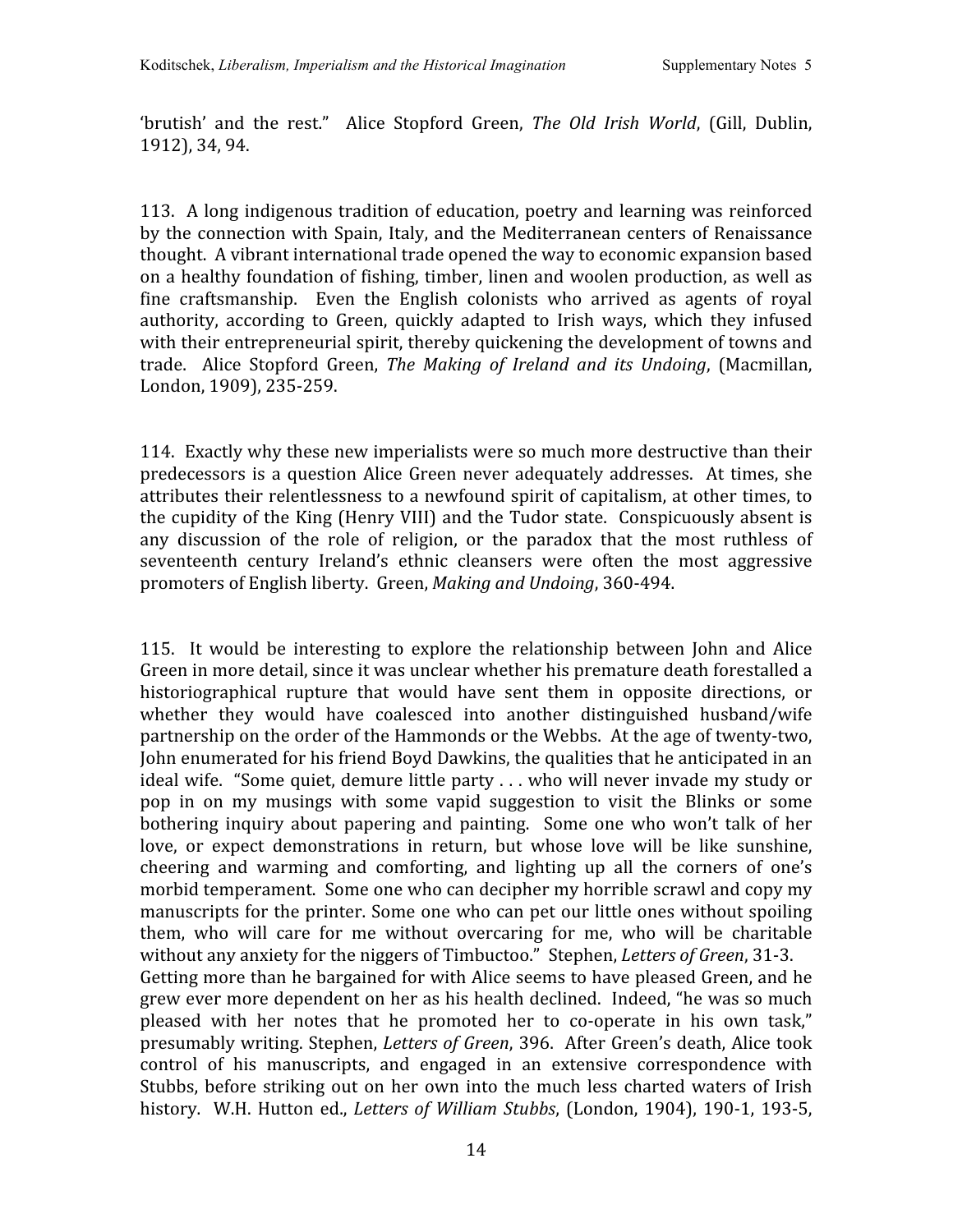'brutish' and the rest." Alice Stopford Green, *The Old Irish World*, (Gill, Dublin, 1912), 34, 94.

113. A long indigenous tradition of education, poetry and learning was reinforced by the connection with Spain, Italy, and the Mediterranean centers of Renaissance thought. A vibrant international trade opened the way to economic expansion based on a healthy foundation of fishing, timber, linen and woolen production, as well as fine craftsmanship. Even the English colonists who arrived as agents of royal authority, according to Green, quickly adapted to Irish ways, which they infused with their entrepreneurial spirit, thereby quickening the development of towns and trade. Alice Stopford Green, *The Making of Ireland and its Undoing*, (Macmillan, London, 1909), 235-259.

114. Exactly why these new imperialists were so much more destructive than their predecessors is a question Alice Green never adequately addresses. At times, she attributes their relentlessness to a newfound spirit of capitalism, at other times, to the cupidity of the King (Henry VIII) and the Tudor state. Conspicuously absent is any discussion of the role of religion, or the paradox that the most ruthless of seventeenth century Ireland's ethnic cleansers were often the most aggressive promoters of English liberty. Green, *Making and Undoing*, 360-494.

115. It would be interesting to explore the relationship between John and Alice Green in more detail, since it was unclear whether his premature death forestalled a historiographical rupture that would have sent them in opposite directions, or whether they would have coalesced into another distinguished husband/wife partnership on the order of the Hammonds or the Webbs. At the age of twenty-two, John enumerated for his friend Boyd Dawkins, the qualities that he anticipated in an ideal wife. "Some quiet, demure little party . . . who will never invade my study or pop in on my musings with some vapid suggestion to visit the Blinks or some bothering inquiry about papering and painting. Some one who won't talk of her love, or expect demonstrations in return, but whose love will be like sunshine, cheering and warming and comforting, and lighting up all the corners of one's morbid temperament. Some one who can decipher my horrible scrawl and copy my manuscripts for the printer. Some one who can pet our little ones without spoiling them, who will care for me without overcaring for me, who will be charitable without any anxiety for the niggers of Timbuctoo." Stephen, *Letters of Green*, 31-3. Getting more than he bargained for with Alice seems to have pleased Green, and he grew ever more dependent on her as his health declined. Indeed, "he was so much pleased with her notes that he promoted her to co-operate in his own task," presumably writing. Stephen, *Letters of Green*, 396. After Green's death, Alice took control of his manuscripts, and engaged in an extensive correspondence with Stubbs, before striking out on her own into the much less charted waters of Irish history. W.H. Hutton ed., *Letters of William Stubbs*, (London, 1904), 190-1, 193-5,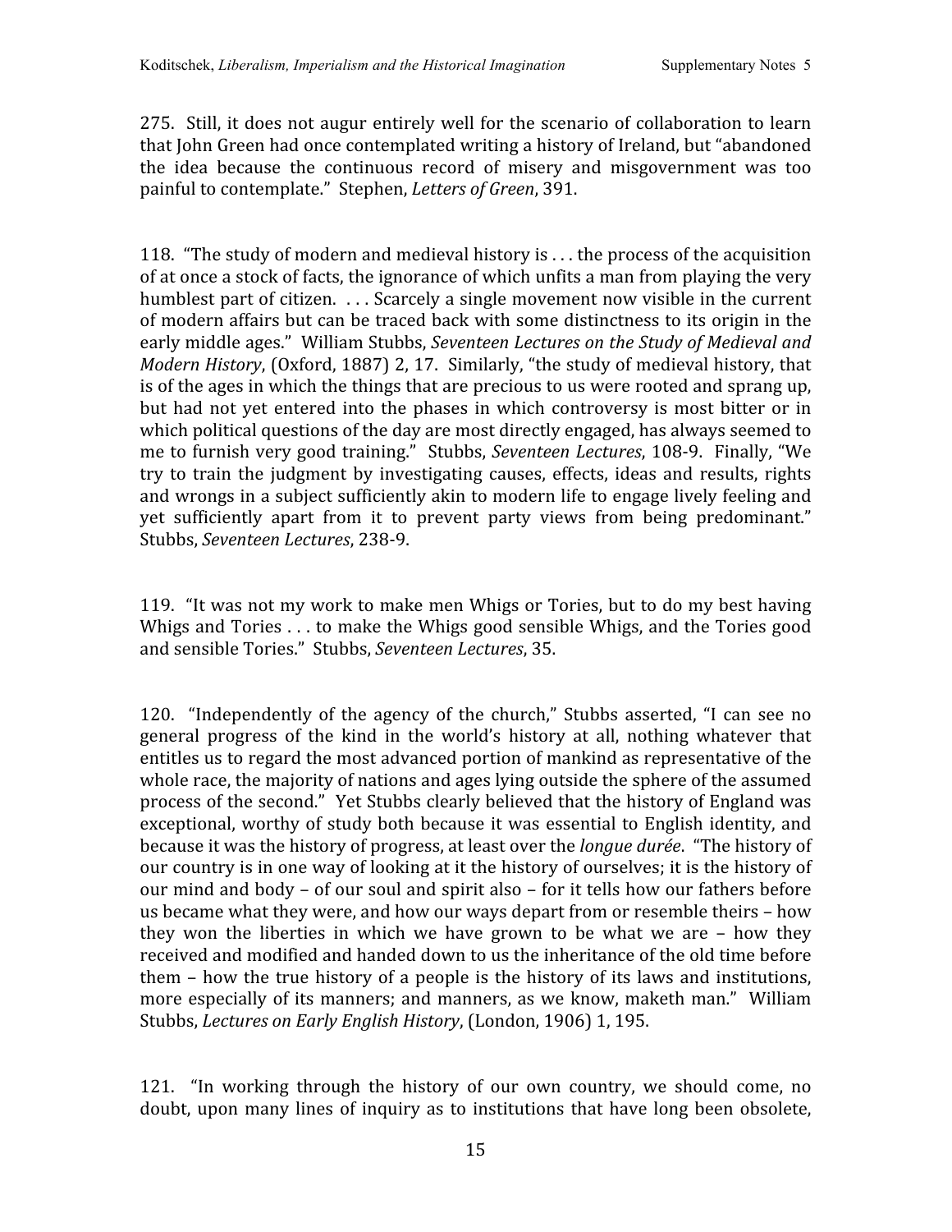275. Still, it does not augur entirely well for the scenario of collaboration to learn that John Green had once contemplated writing a history of Ireland, but "abandoned the idea because the continuous record of misery and misgovernment was too painful to contemplate." Stephen, *Letters of Green*, 391.

118. "The study of modern and medieval history is . . . the process of the acquisition of at once a stock of facts, the ignorance of which unfits a man from playing the very humblest part of citizen. . . . Scarcely a single movement now visible in the current of modern affairs but can be traced back with some distinctness to its origin in the early middle ages." William Stubbs, *Seventeen Lectures on the Study of Medieval and Modern History*, (Oxford, 1887) 2, 17. Similarly, "the study of medieval history, that is of the ages in which the things that are precious to us were rooted and sprang up, but had not yet entered into the phases in which controversy is most bitter or in which political questions of the day are most directly engaged, has always seemed to me to furnish very good training." Stubbs, *Seventeen Lectures*, 108-9. Finally, "We try to train the judgment by investigating causes, effects, ideas and results, rights and wrongs in a subject sufficiently akin to modern life to engage lively feeling and yet sufficiently apart from it to prevent party views from being predominant." Stubbs, *Seventeen Lectures*, 238-9.

119. "It was not my work to make men Whigs or Tories, but to do my best having Whigs and Tories . . . to make the Whigs good sensible Whigs, and the Tories good and sensible Tories." Stubbs, *Seventeen Lectures*, 35.

120. "Independently of the agency of the church," Stubbs asserted, "I can see no general progress of the kind in the world's history at all, nothing whatever that entitles us to regard the most advanced portion of mankind as representative of the whole race, the majority of nations and ages lying outside the sphere of the assumed process of the second." Yet Stubbs clearly believed that the history of England was exceptional, worthy of study both because it was essential to English identity, and because it was the history of progress, at least over the *longue durée*. "The history of our country is in one way of looking at it the history of ourselves; it is the history of our mind and body – of our soul and spirit also – for it tells how our fathers before us became what they were, and how our ways depart from or resemble theirs – how they won the liberties in which we have grown to be what we are – how they received and modified and handed down to us the inheritance of the old time before them – how the true history of a people is the history of its laws and institutions, more especially of its manners; and manners, as we know, maketh man." William Stubbs, *Lectures on Early English History*, (London, 1906) 1, 195.

121. "In working through the history of our own country, we should come, no doubt, upon many lines of inquiry as to institutions that have long been obsolete,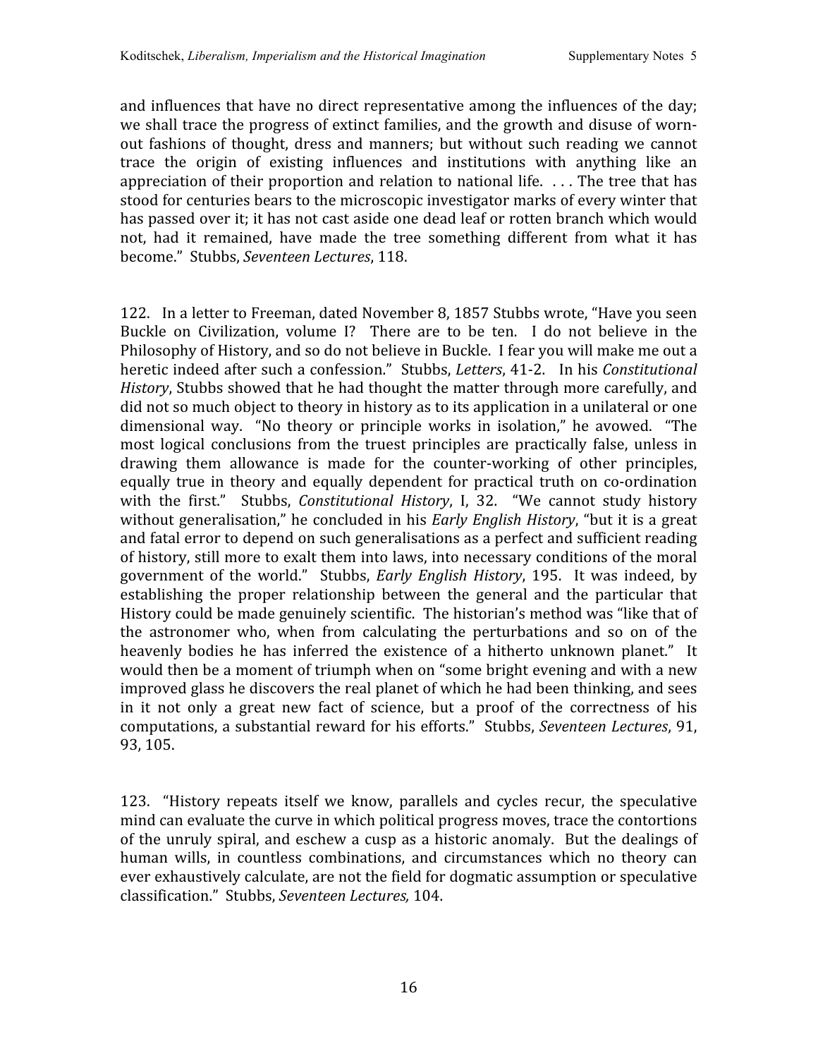and influences that have no direct representative among the influences of the day; we shall trace the progress of extinct families, and the growth and disuse of worn-out fashions of thought, dress and manners; but without such reading we cannot trace the origin of existing influences and institutions with anything like an appreciation of their proportion and relation to national life. . . . The tree that has stood for centuries bears to the microscopic investigator marks of every winter that has passed over it; it has not cast aside one dead leaf or rotten branch which would not, had it remained, have made the tree something different from what it has become." Stubbs, *Seventeen Lectures*, 118.

122. In a letter to Freeman, dated November 8, 1857 Stubbs wrote, "Have you seen Buckle on Civilization, volume I? There are to be ten. I do not believe in the Philosophy of History, and so do not believe in Buckle. I fear you will make me out a heretic indeed after such a confession." Stubbs, *Letters*, 41-2. In his *Constitutional History*, Stubbs showed that he had thought the matter through more carefully, and did not so much object to theory in history as to its application in a unilateral or one dimensional way. "No theory or principle works in isolation," he avowed. "The most logical conclusions from the truest principles are practically false, unless in drawing them allowance is made for the counter-working of other principles, equally true in theory and equally dependent for practical truth on co-ordination with the first." Stubbs, *Constitutional History*, I, 32. "We cannot study history without generalisation," he concluded in his *Early English History*, "but it is a great and fatal error to depend on such generalisations as a perfect and sufficient reading of history, still more to exalt them into laws, into necessary conditions of the moral government of the world." Stubbs, *Early English History*, 195. It was indeed, by establishing the proper relationship between the general and the particular that History could be made genuinely scientific. The historian's method was "like that of the astronomer who, when from calculating the perturbations and so on of the heavenly bodies he has inferred the existence of a hitherto unknown planet." It would then be a moment of triumph when on "some bright evening and with a new improved glass he discovers the real planet of which he had been thinking, and sees in it not only a great new fact of science, but a proof of the correctness of his computations, a substantial reward for his efforts." Stubbs, *Seventeen Lectures*, 91, 93, 105.

123. "History repeats itself we know, parallels and cycles recur, the speculative mind can evaluate the curve in which political progress moves, trace the contortions of the unruly spiral, and eschew a cusp as a historic anomaly. But the dealings of human wills, in countless combinations, and circumstances which no theory can ever exhaustively calculate, are not the field for dogmatic assumption or speculative classification." Stubbs, *Seventeen Lectures,* 104.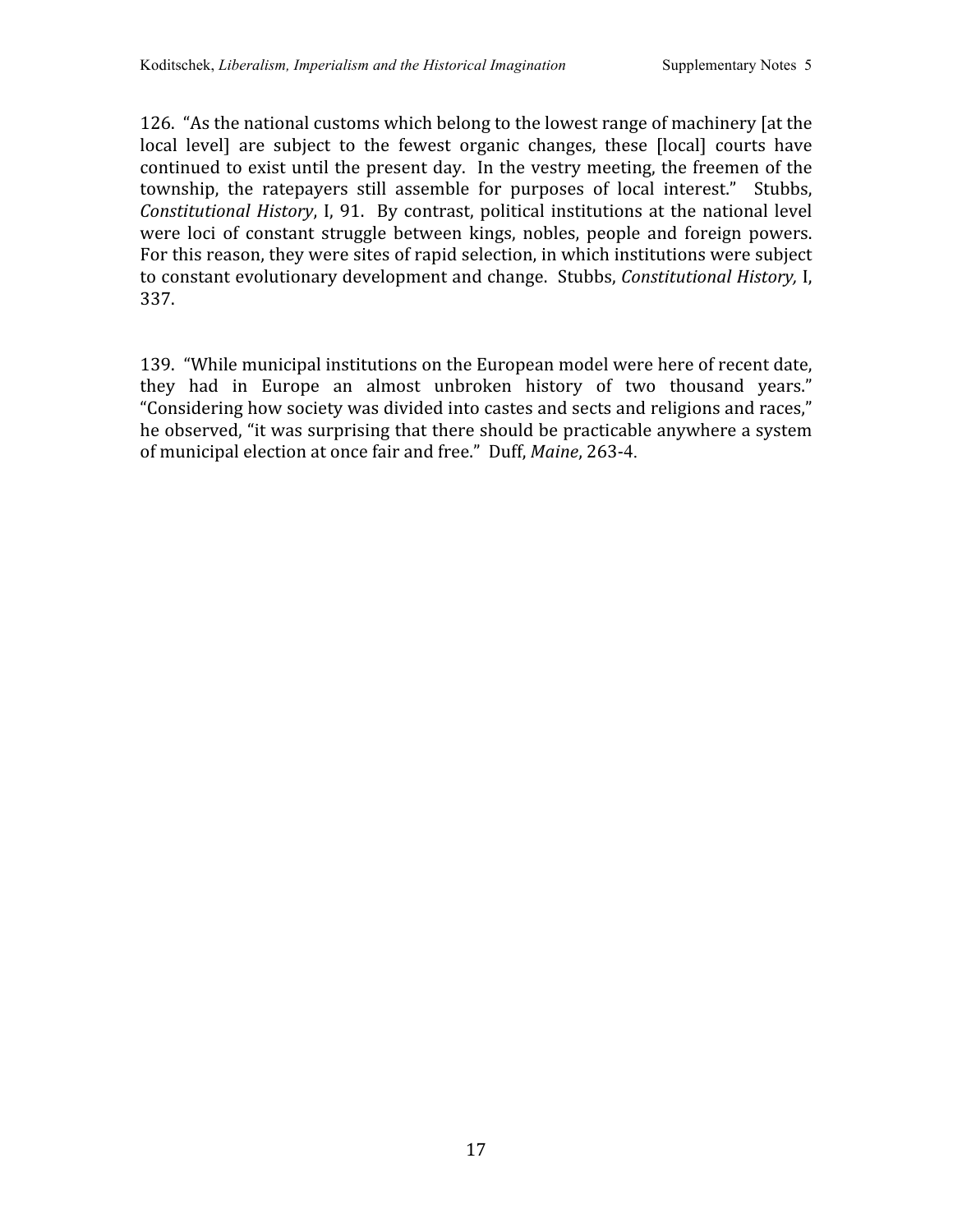126. “As the national customs which belong to the lowest range of machinery [at the local level] are subject to the fewest organic changes, these [local] courts have continued to exist until the present day. In the vestry meeting, the freemen of the township, the ratepayers still assemble for purposes of local interest.” Stubbs, *Constitutional History*, I, 91. By contrast, political institutions at the national level were loci of constant struggle between kings, nobles, people and foreign powers. For this reason, they were sites of rapid selection, in which institutions were subject to constant evolutionary development and change. Stubbs, *Constitutional History,* I, 337.

139. “While municipal institutions on the European model were here of recent date, they had in Europe an almost unbroken history of two thousand years.” “Considering how society was divided into castes and sects and religions and races,” he observed, “it was surprising that there should be practicable anywhere a system of municipal election at once fair and free.” Duff, *Maine*, 263-4.